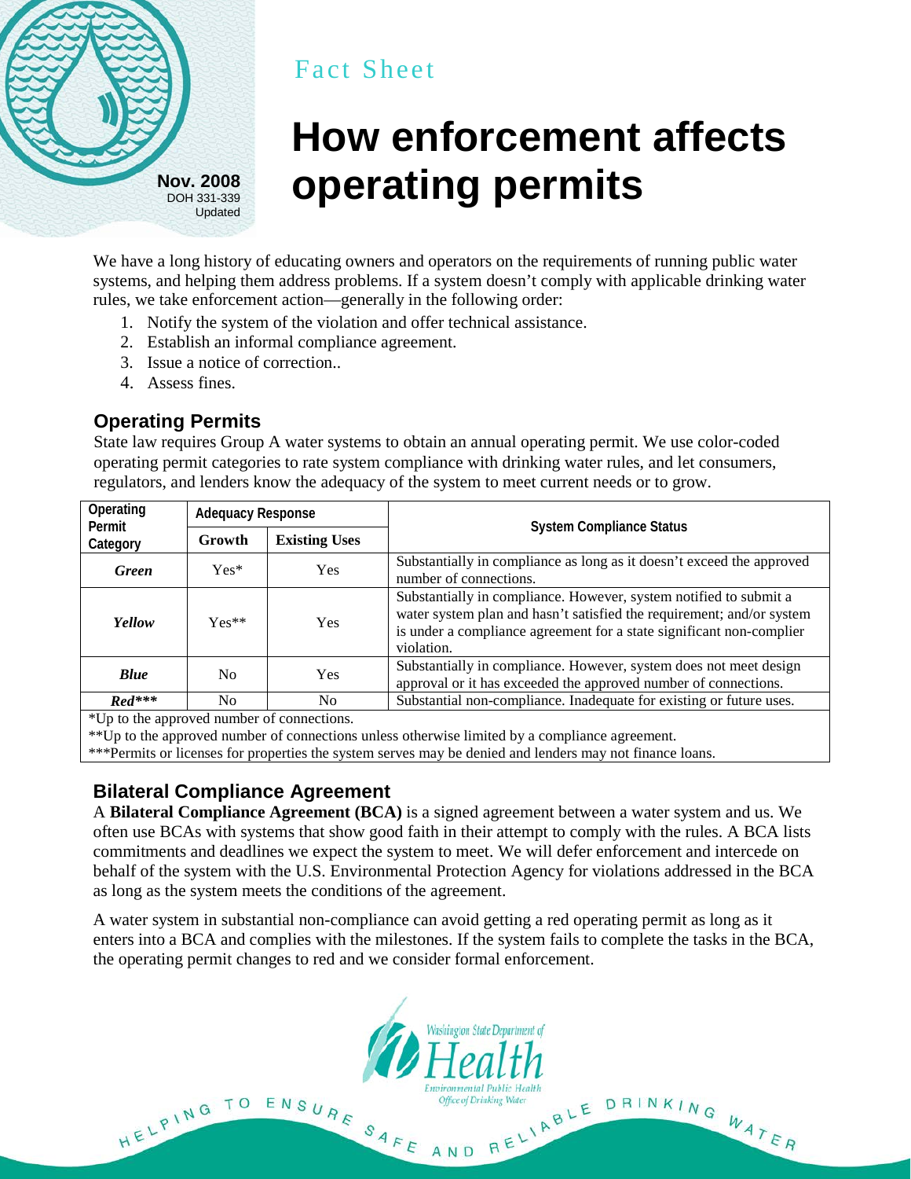Fact Sheet

# How enforcement affects operating permits

**Nov. 2008**
DOH 331-339
Updated

We have a long history of educating owners and operators on the requirements of running public water systems, and helping them address problems. If a system doesn't comply with applicable drinking water rules, we take enforcement action—generally in the following order:

1. Notify the system of the violation and offer technical assistance.
2. Establish an informal compliance agreement.
3. Issue a notice of correction..
4. Assess fines.

## Operating Permits

State law requires Group A water systems to obtain an annual operating permit. We use color-coded operating permit categories to rate system compliance with drinking water rules, and let consumers, regulators, and lenders know the adequacy of the system to meet current needs or to grow.

| Operating Permit Category | Adequacy Response | | System Compliance Status |
|---|---|---|---|
| | **Growth** | **Existing Uses** | |
| ***Green*** | Yes* | Yes | Substantially in compliance as long as it doesn't exceed the approved number of connections. |
| ***Yellow*** | Yes** | Yes | Substantially in compliance. However, system notified to submit a water system plan and hasn't satisfied the requirement; and/or system is under a compliance agreement for a state significant non-complier violation. |
| ***Blue*** | No | Yes | Substantially in compliance. However, system does not meet design approval or it has exceeded the approved number of connections. |
| ***Red**\**** | No | No | Substantial non-compliance. Inadequate for existing or future uses. |

*Up to the approved number of connections.
**Up to the approved number of connections unless otherwise limited by a compliance agreement.
***Permits or licenses for properties the system serves may be denied and lenders may not finance loans.

## Bilateral Compliance Agreement

A **Bilateral Compliance Agreement (BCA)** is a signed agreement between a water system and us. We often use BCAs with systems that show good faith in their attempt to comply with the rules. A BCA lists commitments and deadlines we expect the system to meet. We will defer enforcement and intercede on behalf of the system with the U.S. Environmental Protection Agency for violations addressed in the BCA as long as the system meets the conditions of the agreement.

A water system in substantial non-compliance can avoid getting a red operating permit as long as it enters into a BCA and complies with the milestones. If the system fails to complete the tasks in the BCA, the operating permit changes to red and we consider formal enforcement.

Washington State Department of Health
Environmental Public Health
Office of Drinking Water

HELPING TO ENSURE SAFE AND RELIABLE DRINKING WATER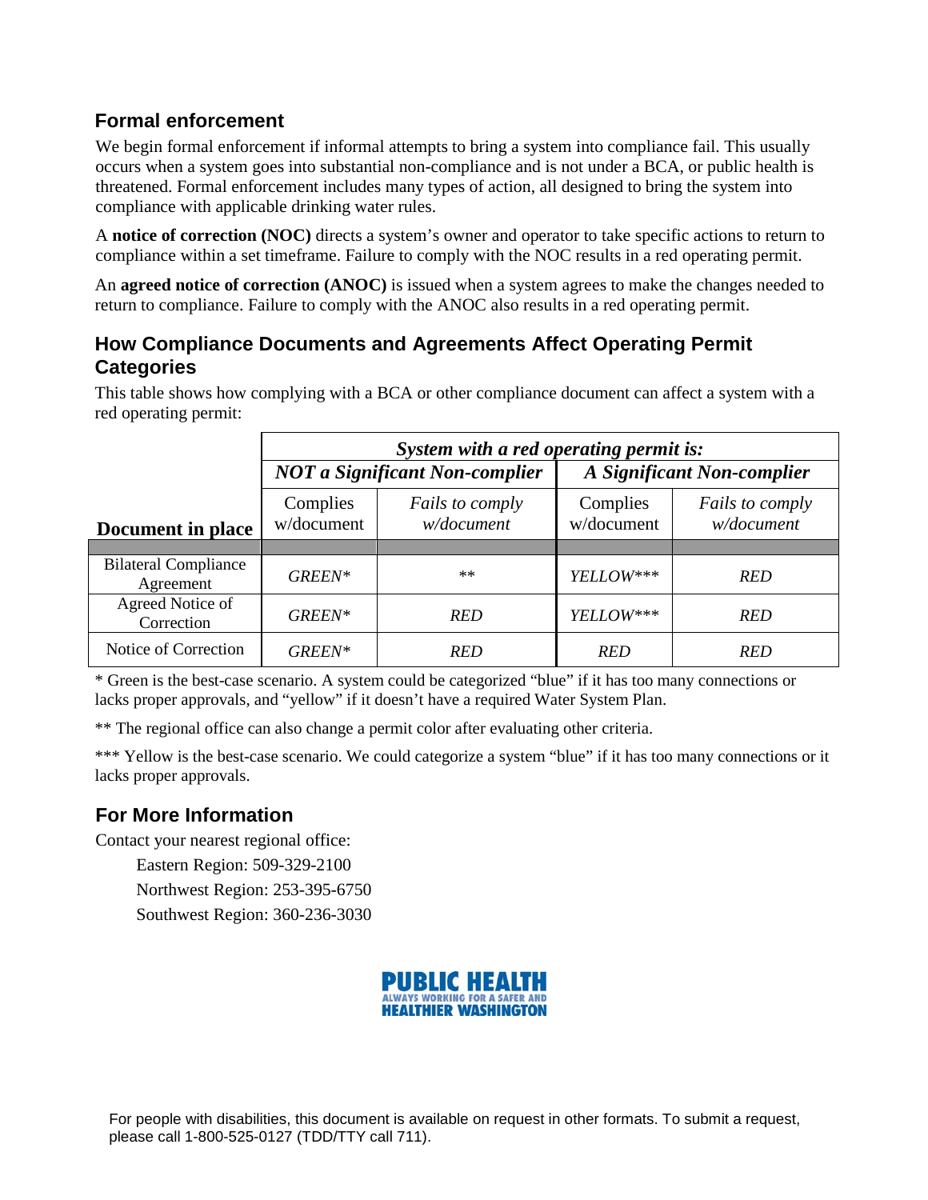## Formal enforcement

We begin formal enforcement if informal attempts to bring a system into compliance fail. This usually occurs when a system goes into substantial non-compliance and is not under a BCA, or public health is threatened. Formal enforcement includes many types of action, all designed to bring the system into compliance with applicable drinking water rules.

A **notice of correction (NOC)** directs a system's owner and operator to take specific actions to return to compliance within a set timeframe. Failure to comply with the NOC results in a red operating permit.

An **agreed notice of correction (ANOC)** is issued when a system agrees to make the changes needed to return to compliance. Failure to comply with the ANOC also results in a red operating permit.

## How Compliance Documents and Agreements Affect Operating Permit Categories

This table shows how complying with a BCA or other compliance document can affect a system with a red operating permit:

| | ***System with a red operating permit is:*** | | | |
|---|---|---|---|---|
| | ***NOT a Significant Non-complier*** | | ***A Significant Non-complier*** | |
| **Document in place** | Complies w/document | *Fails to comply w/document* | Complies w/document | *Fails to comply w/document* |
| Bilateral Compliance Agreement | *GREEN** | ** | *YELLOW**** | *RED* |
| Agreed Notice of Correction | *GREEN** | *RED* | *YELLOW**** | *RED* |
| Notice of Correction | *GREEN** | *RED* | *RED* | *RED* |

* Green is the best-case scenario. A system could be categorized "blue" if it has too many connections or lacks proper approvals, and "yellow" if it doesn't have a required Water System Plan.

** The regional office can also change a permit color after evaluating other criteria.

*** Yellow is the best-case scenario. We could categorize a system "blue" if it has too many connections or it lacks proper approvals.

## For More Information

Contact your nearest regional office:

- Eastern Region: 509-329-2100
- Northwest Region: 253-395-6750
- Southwest Region: 360-236-3030

PUBLIC HEALTH
ALWAYS WORKING FOR A SAFER AND HEALTHIER WASHINGTON

For people with disabilities, this document is available on request in other formats. To submit a request, please call 1-800-525-0127 (TDD/TTY call 711).